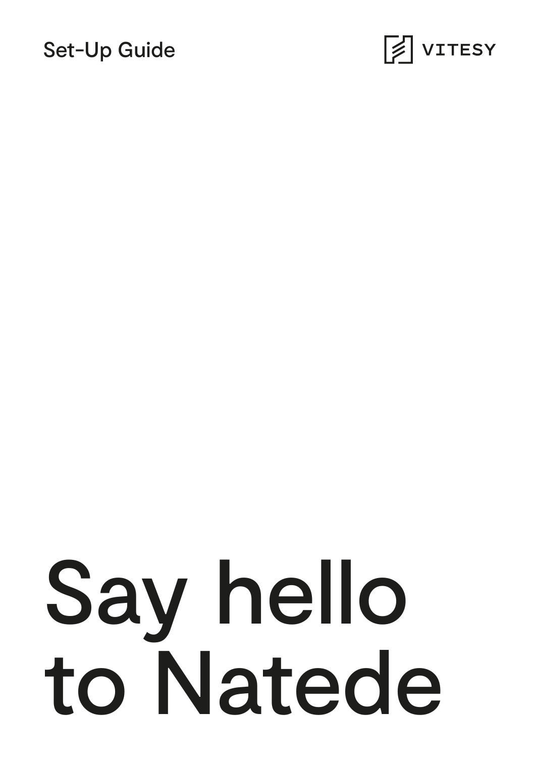Set-Up Guide

VITESY

# Say hello to Natede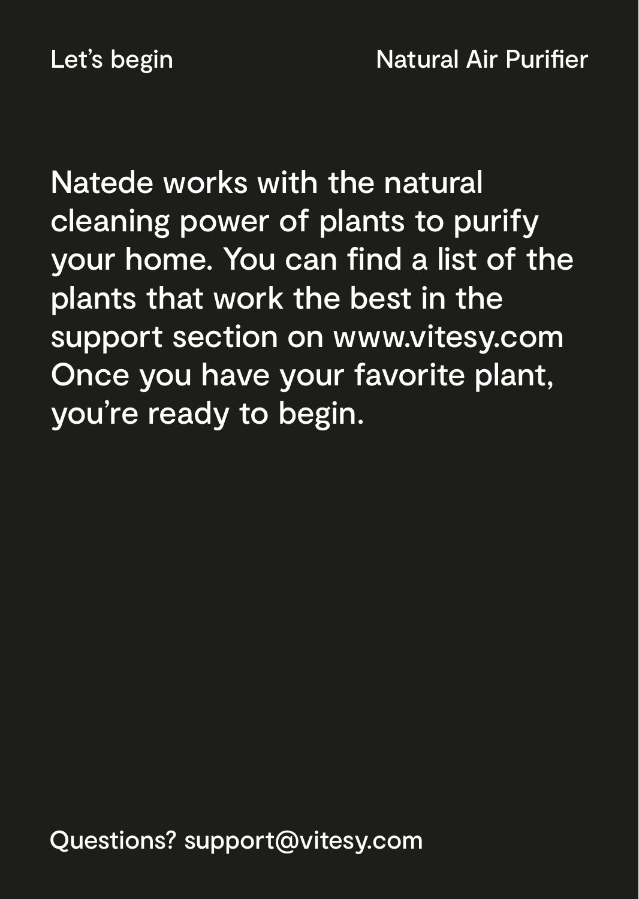# Let's begin

Natede works with the natural cleaning power of plants to purify your home. You can find a list of the plants that work the best in the support section on www.vitesy.com Once you have your favorite plant, you're ready to begin.

Questions? support@vitesy.com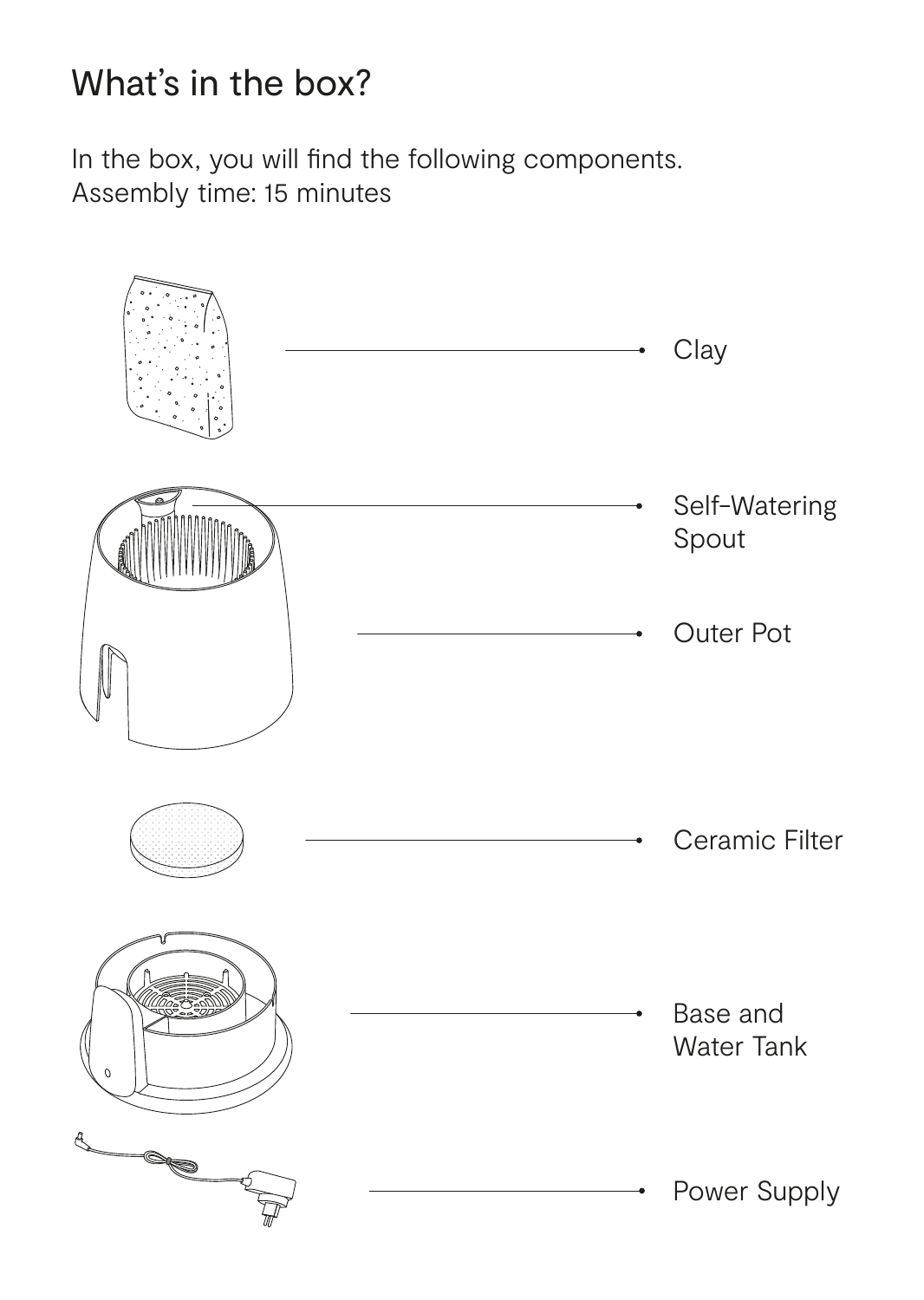# What's in the box?

In the box, you will find the following components.
Assembly time: 15 minutes

- Clay
- Self-Watering Spout
- Outer Pot
- Ceramic Filter
- Base and Water Tank
- Power Supply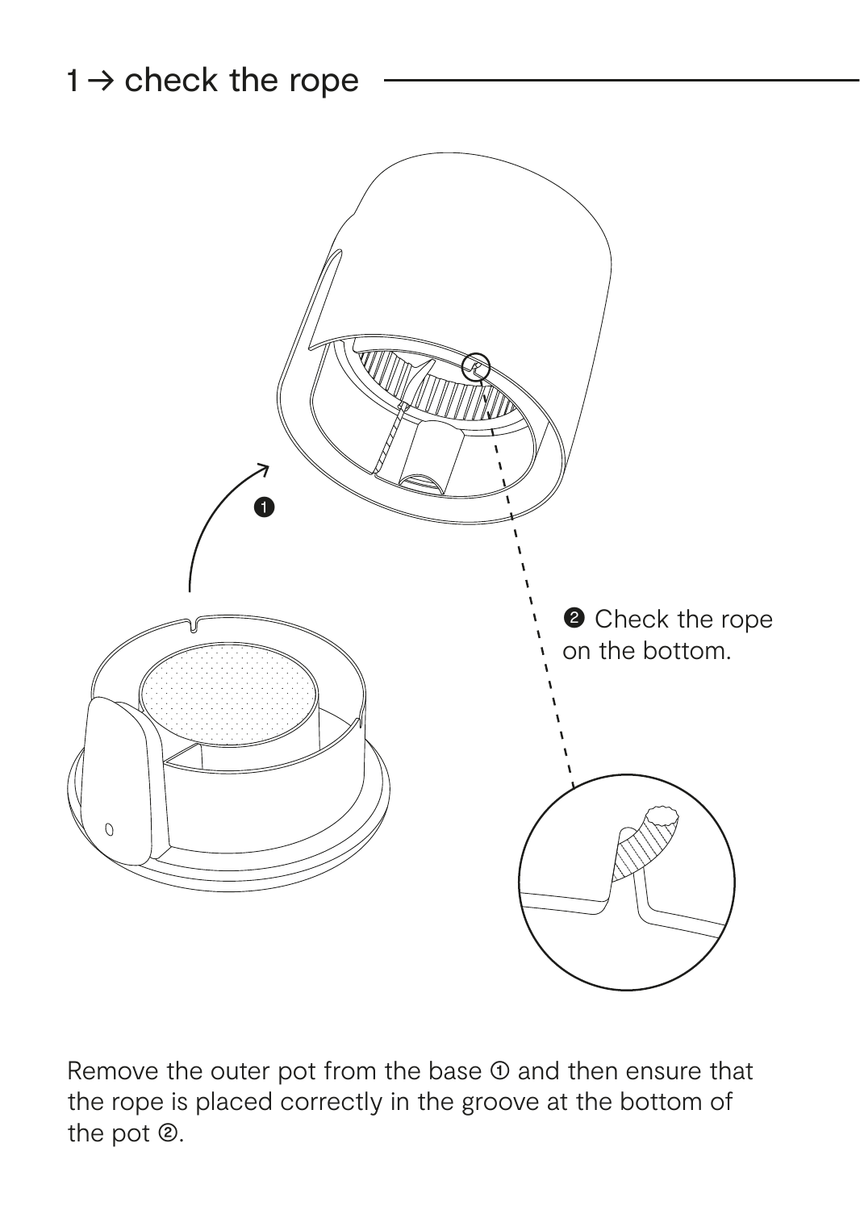## 1 → check the rope

❷ Check the rope on the bottom.

Remove the outer pot from the base ① and then ensure that the rope is placed correctly in the groove at the bottom of the pot ②.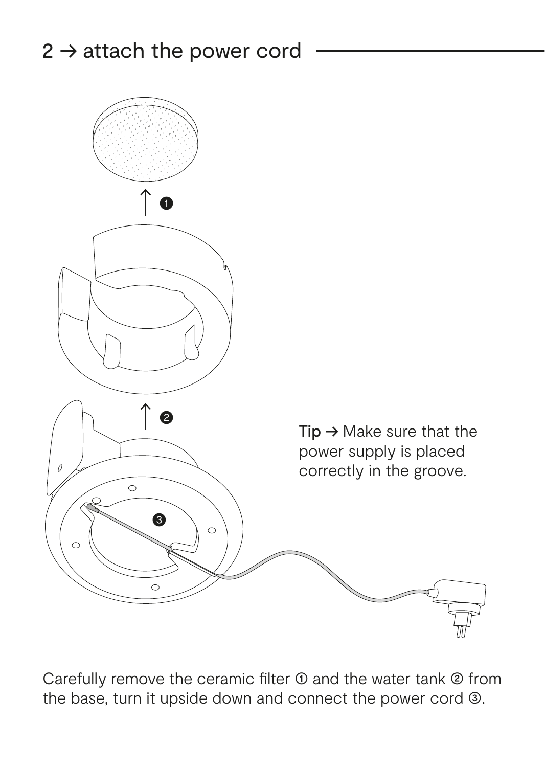## 2 → attach the power cord

**Tip** → Make sure that the power supply is placed correctly in the groove.

Carefully remove the ceramic filter ① and the water tank ② from the base, turn it upside down and connect the power cord ③.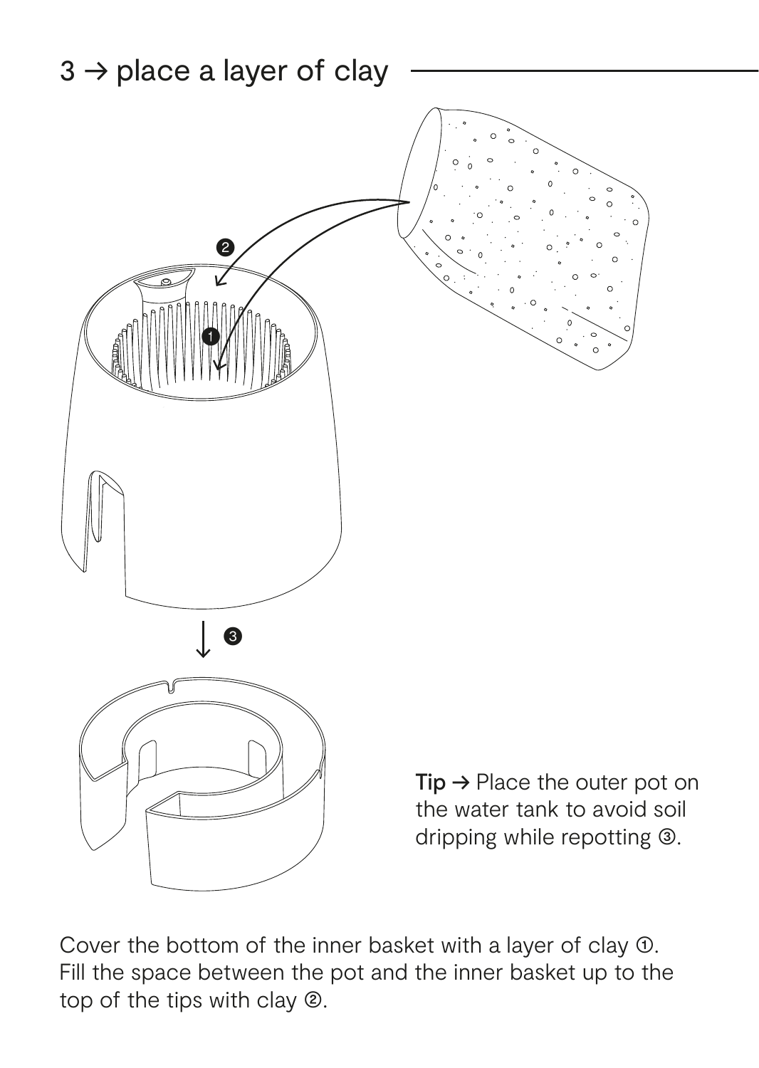## 3 → place a layer of clay

**Tip →** Place the outer pot on the water tank to avoid soil dripping while repotting ③.

Cover the bottom of the inner basket with a layer of clay ①.
Fill the space between the pot and the inner basket up to the top of the tips with clay ②.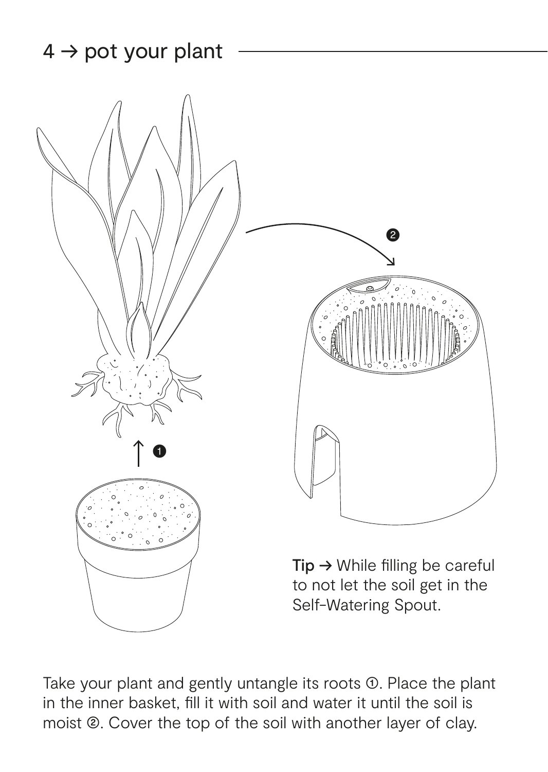## 4 → pot your plant

**Tip →** While filling be careful to not let the soil get in the Self-Watering Spout.

Take your plant and gently untangle its roots ①. Place the plant in the inner basket, fill it with soil and water it until the soil is moist ②. Cover the top of the soil with another layer of clay.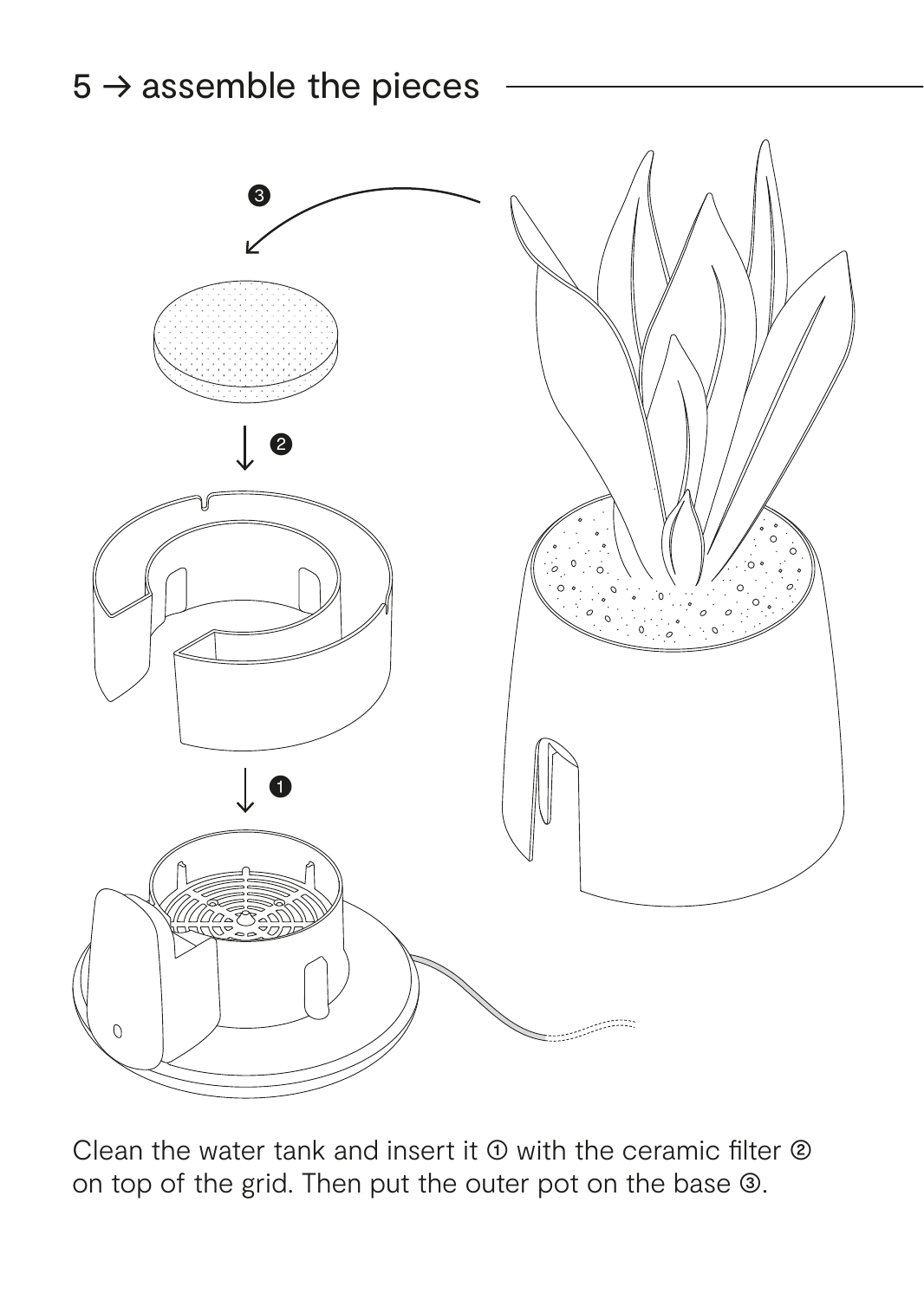## 5 → assemble the pieces

Clean the water tank and insert it ① with the ceramic filter ② on top of the grid. Then put the outer pot on the base ③.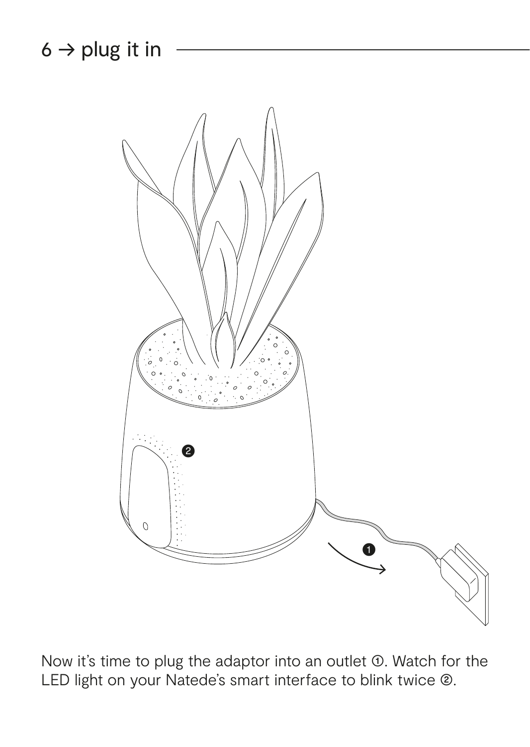## 6 → plug it in

Now it's time to plug the adaptor into an outlet ①. Watch for the LED light on your Natede's smart interface to blink twice ②.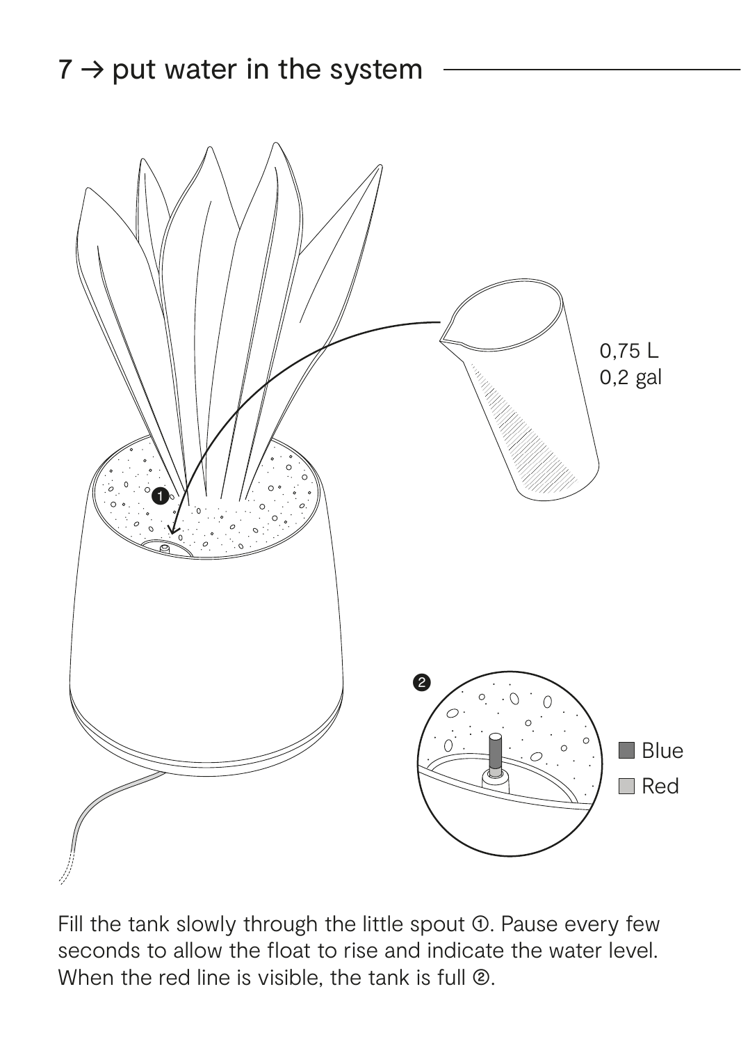## 7 → put water in the system

0,75 L
0,2 gal

Blue
Red

Fill the tank slowly through the little spout ①. Pause every few seconds to allow the float to rise and indicate the water level. When the red line is visible, the tank is full ②.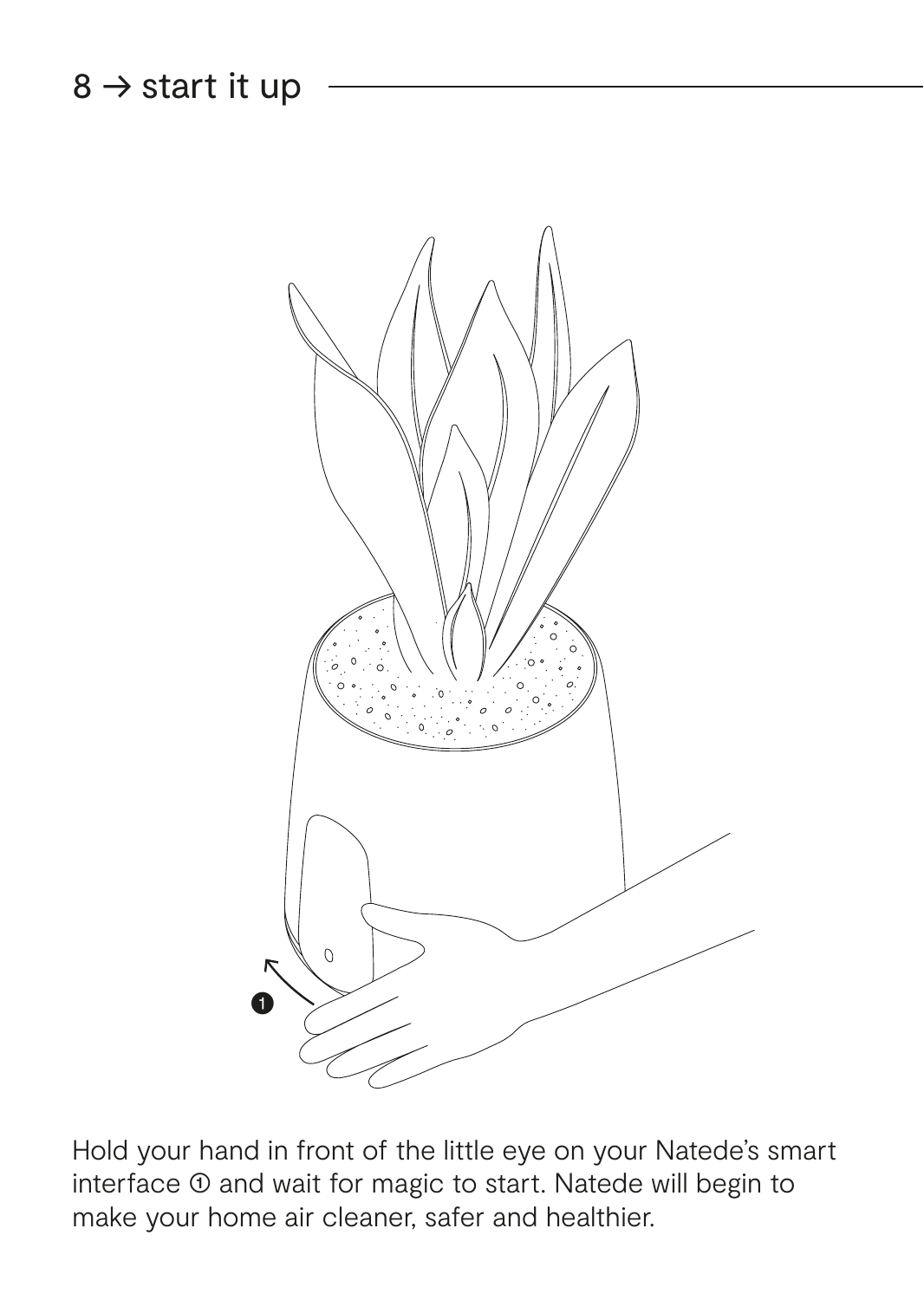## 8 → start it up

Hold your hand in front of the little eye on your Natede's smart interface ① and wait for magic to start. Natede will begin to make your home air cleaner, safer and healthier.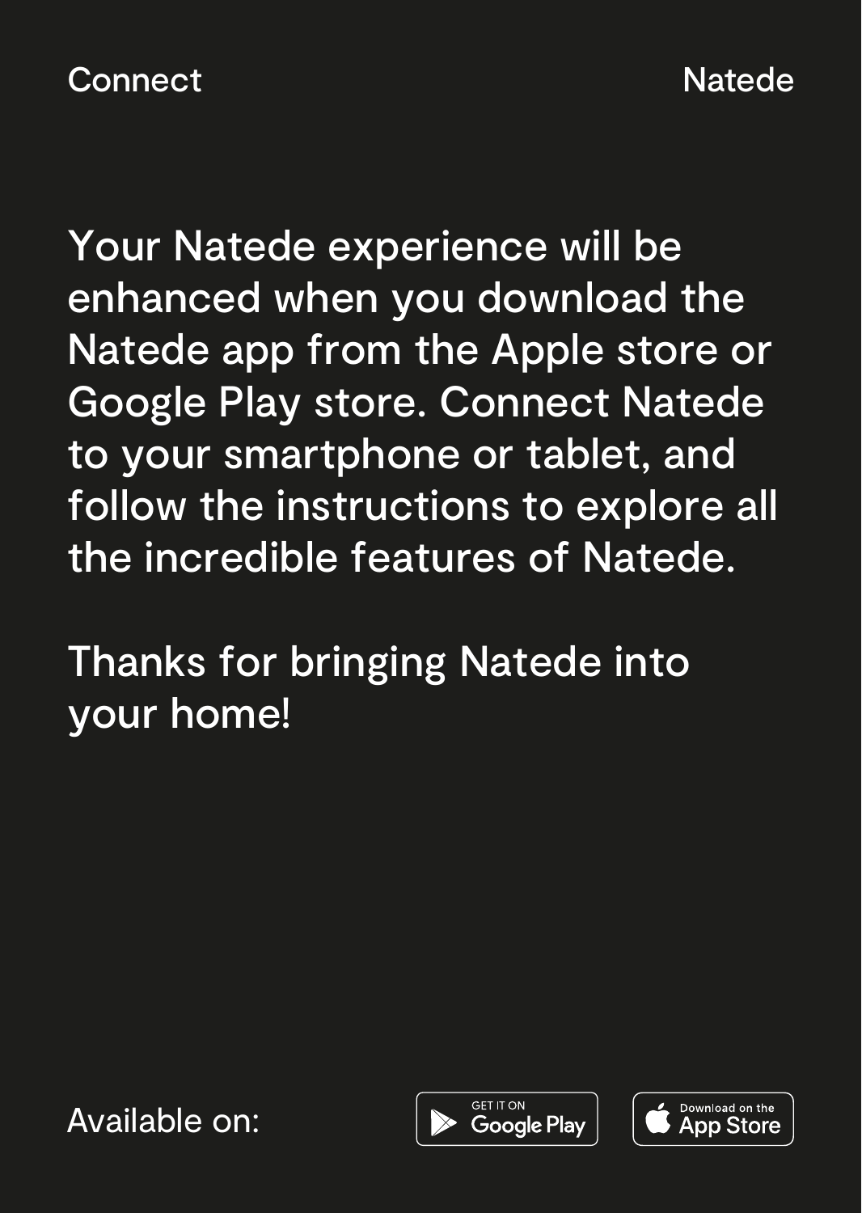Connect

Your Natede experience will be enhanced when you download the Natede app from the Apple store or Google Play store. Connect Natede to your smartphone or tablet, and follow the instructions to explore all the incredible features of Natede.

Thanks for bringing Natede into your home!

Available on:

GET IT ON Google Play

Download on the App Store